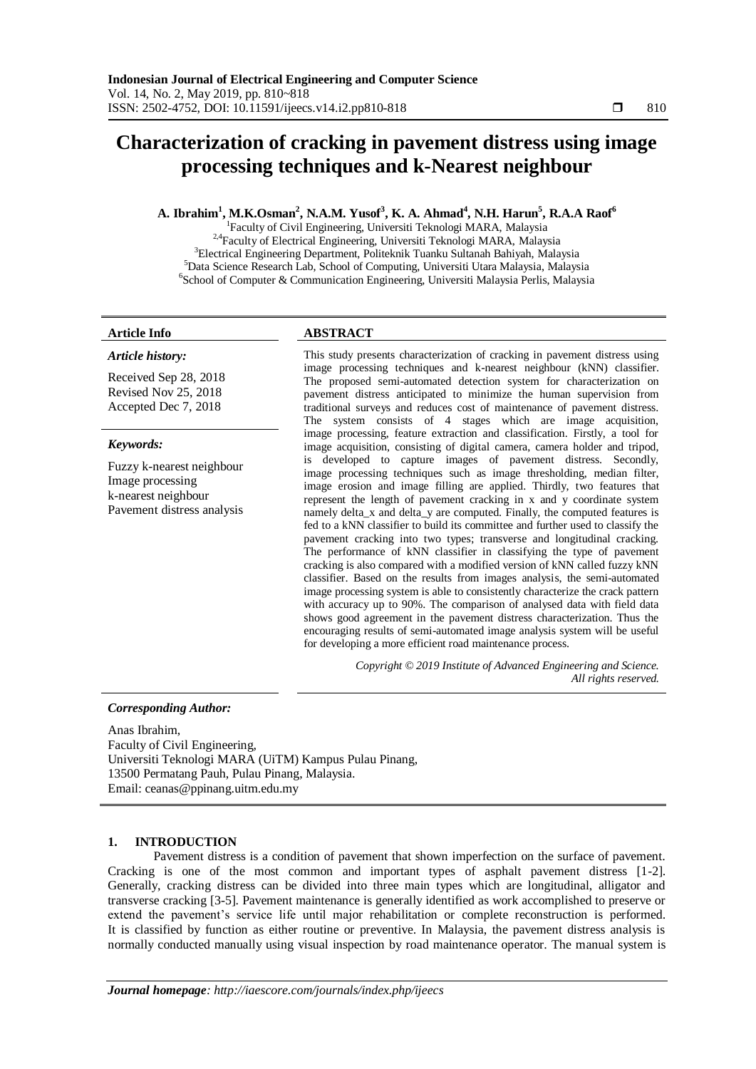# Characterization of cracking in pavement distress using image processing techniques and k-Nearest neighbour

**A. Ibrahim[1], M.K.Osman[2], N.A.M. Yusof[3], K. A. Ahmad[4], N.H. Harun[5], R.A.A Raof[6]**

[1]Faculty of Civil Engineering, Universiti Teknologi MARA, Malaysia
[2,4]Faculty of Electrical Engineering, Universiti Teknologi MARA, Malaysia
[3]Electrical Engineering Department, Politeknik Tuanku Sultanah Bahiyah, Malaysia
[5]Data Science Research Lab, School of Computing, Universiti Utara Malaysia, Malaysia
[6]School of Computer & Communication Engineering, Universiti Malaysia Perlis, Malaysia

### Article Info

***Article history:***

Received Sep 28, 2018
Revised Nov 25, 2018
Accepted Dec 7, 2018

***Keywords:***

Fuzzy k-nearest neighbour
Image processing
k-nearest neighbour
Pavement distress analysis

### ABSTRACT

This study presents characterization of cracking in pavement distress using image processing techniques and k-nearest neighbour (kNN) classifier. The proposed semi-automated detection system for characterization on pavement distress anticipated to minimize the human supervision from traditional surveys and reduces cost of maintenance of pavement distress. The system consists of 4 stages which are image acquisition, image processing, feature extraction and classification. Firstly, a tool for image acquisition, consisting of digital camera, camera holder and tripod, is developed to capture images of pavement distress. Secondly, image processing techniques such as image thresholding, median filter, image erosion and image filling are applied. Thirdly, two features that represent the length of pavement cracking in x and y coordinate system namely delta_x and delta_y are computed. Finally, the computed features is fed to a kNN classifier to build its committee and further used to classify the pavement cracking into two types; transverse and longitudinal cracking. The performance of kNN classifier in classifying the type of pavement cracking is also compared with a modified version of kNN called fuzzy kNN classifier. Based on the results from images analysis, the semi-automated image processing system is able to consistently characterize the crack pattern with accuracy up to 90%. The comparison of analysed data with field data shows good agreement in the pavement distress characterization. Thus the encouraging results of semi-automated image analysis system will be useful for developing a more efficient road maintenance process.

*Copyright © 2019 Institute of Advanced Engineering and Science. All rights reserved.*

***Corresponding Author:***

Anas Ibrahim,
Faculty of Civil Engineering,
Universiti Teknologi MARA (UiTM) Kampus Pulau Pinang,
13500 Permatang Pauh, Pulau Pinang, Malaysia.
Email: ceanas@ppinang.uitm.edu.my

## 1. INTRODUCTION

Pavement distress is a condition of pavement that shown imperfection on the surface of pavement. Cracking is one of the most common and important types of asphalt pavement distress [1-2]. Generally, cracking distress can be divided into three main types which are longitudinal, alligator and transverse cracking [3-5]. Pavement maintenance is generally identified as work accomplished to preserve or extend the pavement's service life until major rehabilitation or complete reconstruction is performed. It is classified by function as either routine or preventive. In Malaysia, the pavement distress analysis is normally conducted manually using visual inspection by road maintenance operator. The manual system is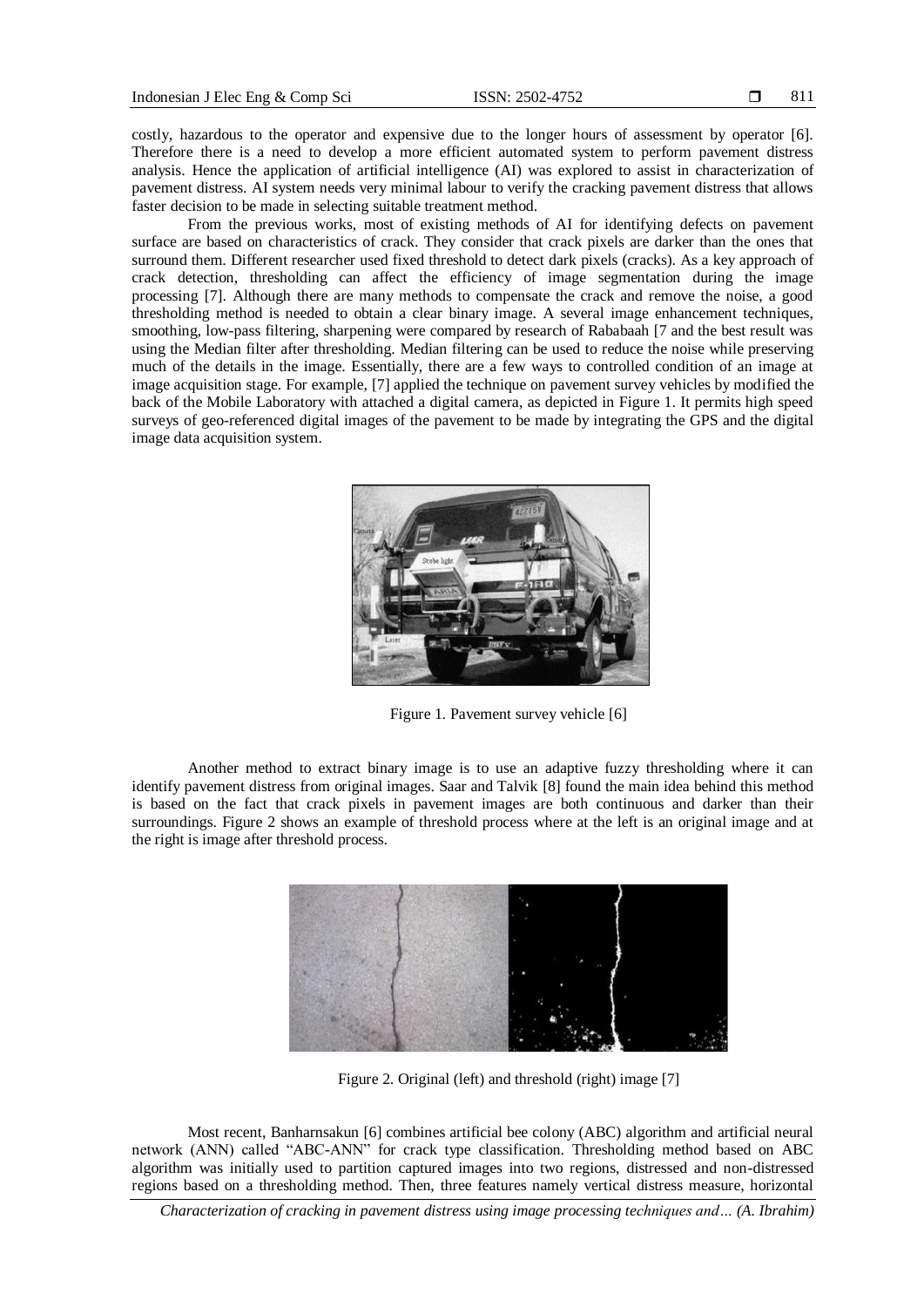costly, hazardous to the operator and expensive due to the longer hours of assessment by operator [6]. Therefore there is a need to develop a more efficient automated system to perform pavement distress analysis. Hence the application of artificial intelligence (AI) was explored to assist in characterization of pavement distress. AI system needs very minimal labour to verify the cracking pavement distress that allows faster decision to be made in selecting suitable treatment method.

From the previous works, most of existing methods of AI for identifying defects on pavement surface are based on characteristics of crack. They consider that crack pixels are darker than the ones that surround them. Different researcher used fixed threshold to detect dark pixels (cracks). As a key approach of crack detection, thresholding can affect the efficiency of image segmentation during the image processing [7]. Although there are many methods to compensate the crack and remove the noise, a good thresholding method is needed to obtain a clear binary image. A several image enhancement techniques, smoothing, low-pass filtering, sharpening were compared by research of Rababaah [7 and the best result was using the Median filter after thresholding. Median filtering can be used to reduce the noise while preserving much of the details in the image. Essentially, there are a few ways to controlled condition of an image at image acquisition stage. For example, [7] applied the technique on pavement survey vehicles by modified the back of the Mobile Laboratory with attached a digital camera, as depicted in Figure 1. It permits high speed surveys of geo-referenced digital images of the pavement to be made by integrating the GPS and the digital image data acquisition system.

Figure 1. Pavement survey vehicle [6]

Another method to extract binary image is to use an adaptive fuzzy thresholding where it can identify pavement distress from original images. Saar and Talvik [8] found the main idea behind this method is based on the fact that crack pixels in pavement images are both continuous and darker than their surroundings. Figure 2 shows an example of threshold process where at the left is an original image and at the right is image after threshold process.

Figure 2. Original (left) and threshold (right) image [7]

Most recent, Banharnsakun [6] combines artificial bee colony (ABC) algorithm and artificial neural network (ANN) called "ABC-ANN" for crack type classification. Thresholding method based on ABC algorithm was initially used to partition captured images into two regions, distressed and non-distressed regions based on a thresholding method. Then, three features namely vertical distress measure, horizontal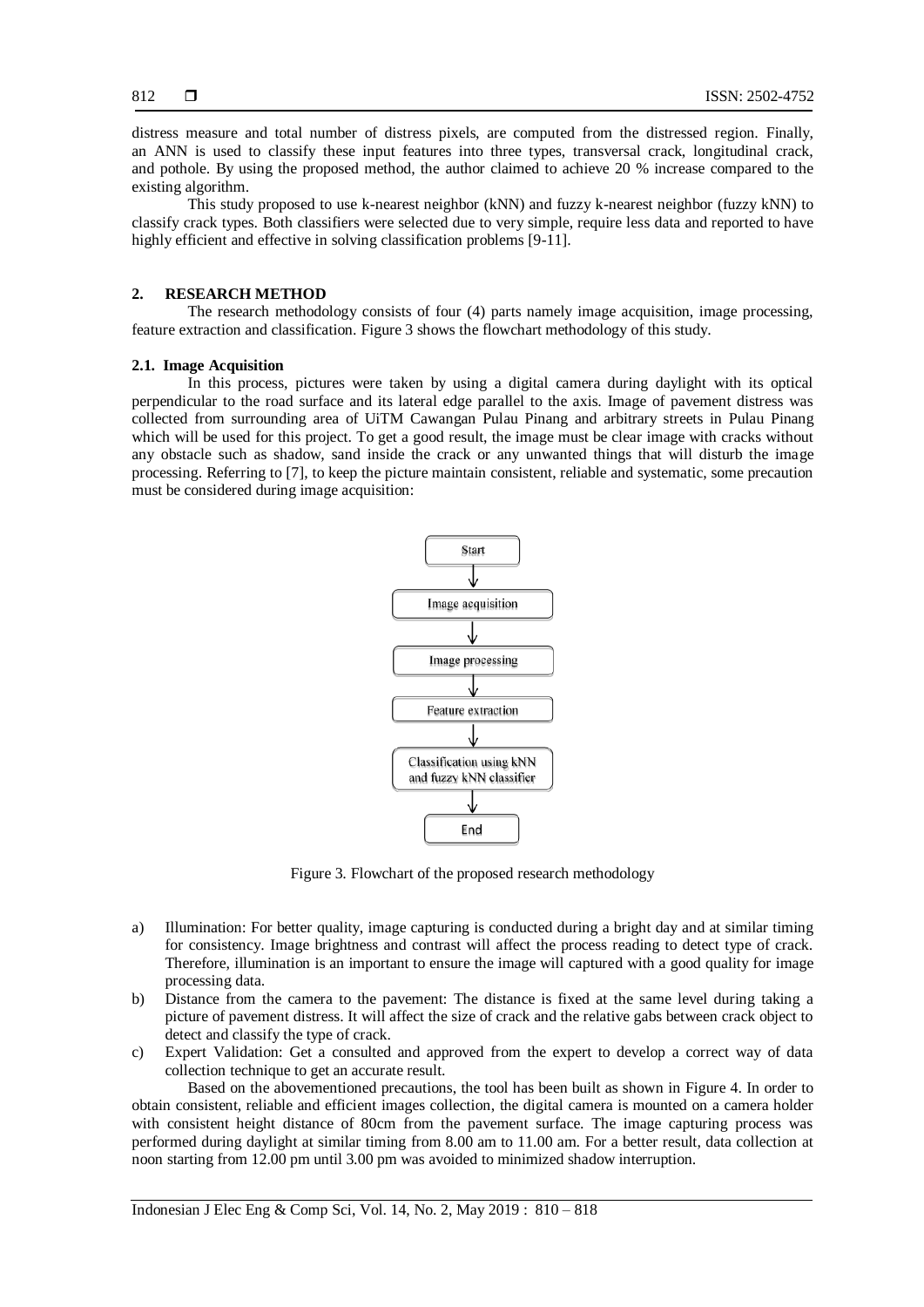distress measure and total number of distress pixels, are computed from the distressed region. Finally, an ANN is used to classify these input features into three types, transversal crack, longitudinal crack, and pothole. By using the proposed method, the author claimed to achieve 20 % increase compared to the existing algorithm.

This study proposed to use k-nearest neighbor (kNN) and fuzzy k-nearest neighbor (fuzzy kNN) to classify crack types. Both classifiers were selected due to very simple, require less data and reported to have highly efficient and effective in solving classification problems [9-11].

## 2. RESEARCH METHOD

The research methodology consists of four (4) parts namely image acquisition, image processing, feature extraction and classification. Figure 3 shows the flowchart methodology of this study.

### 2.1. Image Acquisition

In this process, pictures were taken by using a digital camera during daylight with its optical perpendicular to the road surface and its lateral edge parallel to the axis. Image of pavement distress was collected from surrounding area of UiTM Cawangan Pulau Pinang and arbitrary streets in Pulau Pinang which will be used for this project. To get a good result, the image must be clear image with cracks without any obstacle such as shadow, sand inside the crack or any unwanted things that will disturb the image processing. Referring to [7], to keep the picture maintain consistent, reliable and systematic, some precaution must be considered during image acquisition:

Figure 3. Flowchart of the proposed research methodology

a) Illumination: For better quality, image capturing is conducted during a bright day and at similar timing for consistency. Image brightness and contrast will affect the process reading to detect type of crack. Therefore, illumination is an important to ensure the image will captured with a good quality for image processing data.
b) Distance from the camera to the pavement: The distance is fixed at the same level during taking a picture of pavement distress. It will affect the size of crack and the relative gabs between crack object to detect and classify the type of crack.
c) Expert Validation: Get a consulted and approved from the expert to develop a correct way of data collection technique to get an accurate result.

Based on the abovementioned precautions, the tool has been built as shown in Figure 4. In order to obtain consistent, reliable and efficient images collection, the digital camera is mounted on a camera holder with consistent height distance of 80cm from the pavement surface. The image capturing process was performed during daylight at similar timing from 8.00 am to 11.00 am. For a better result, data collection at noon starting from 12.00 pm until 3.00 pm was avoided to minimized shadow interruption.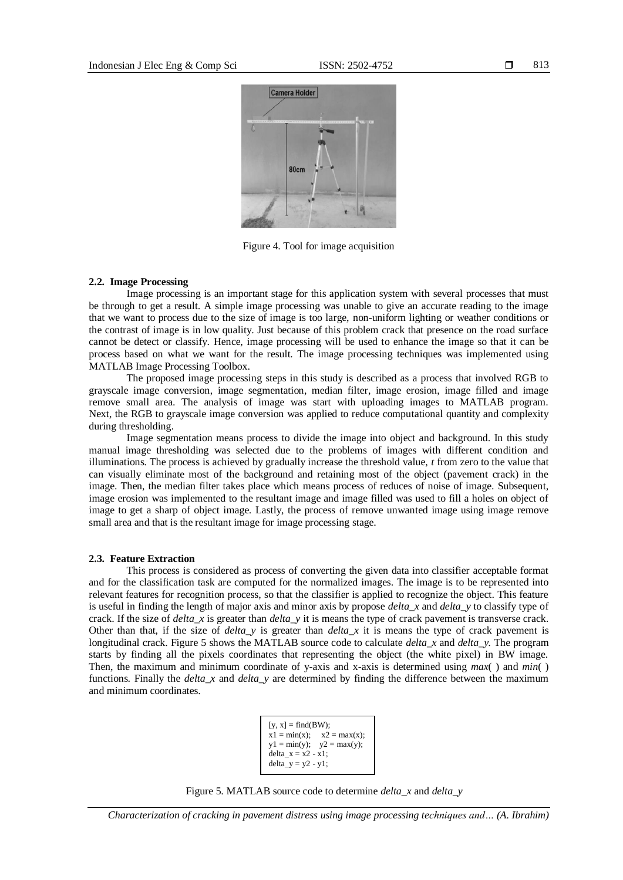Figure 4. Tool for image acquisition

### 2.2. Image Processing

Image processing is an important stage for this application system with several processes that must be through to get a result. A simple image processing was unable to give an accurate reading to the image that we want to process due to the size of image is too large, non-uniform lighting or weather conditions or the contrast of image is in low quality. Just because of this problem crack that presence on the road surface cannot be detect or classify. Hence, image processing will be used to enhance the image so that it can be process based on what we want for the result. The image processing techniques was implemented using MATLAB Image Processing Toolbox.

The proposed image processing steps in this study is described as a process that involved RGB to grayscale image conversion, image segmentation, median filter, image erosion, image filled and image remove small area. The analysis of image was start with uploading images to MATLAB program. Next, the RGB to grayscale image conversion was applied to reduce computational quantity and complexity during thresholding.

Image segmentation means process to divide the image into object and background. In this study manual image thresholding was selected due to the problems of images with different condition and illuminations. The process is achieved by gradually increase the threshold value, $t$ from zero to the value that can visually eliminate most of the background and retaining most of the object (pavement crack) in the image. Then, the median filter takes place which means process of reduces of noise of image. Subsequent, image erosion was implemented to the resultant image and image filled was used to fill a holes on object of image to get a sharp of object image. Lastly, the process of remove unwanted image using image remove small area and that is the resultant image for image processing stage.

### 2.3. Feature Extraction

This process is considered as process of converting the given data into classifier acceptable format and for the classification task are computed for the normalized images. The image is to be represented into relevant features for recognition process, so that the classifier is applied to recognize the object. This feature is useful in finding the length of major axis and minor axis by propose *delta_x* and *delta_y* to classify type of crack. If the size of *delta_x* is greater than *delta_y* it is means the type of crack pavement is transverse crack. Other than that, if the size of *delta_y* is greater than *delta_x* it is means the type of crack pavement is longitudinal crack. Figure 5 shows the MATLAB source code to calculate *delta_x* and *delta_y*. The program starts by finding all the pixels coordinates that representing the object (the white pixel) in BW image. Then, the maximum and minimum coordinate of y-axis and x-axis is determined using *max*( ) and *min*( ) functions. Finally the *delta_x* and *delta_y* are determined by finding the difference between the maximum and minimum coordinates.

```
[y, x] = find(BW);
x1 = min(x);    x2 = max(x);
y1 = min(y);    y2 = max(y);
delta_x = x2 - x1;
delta_y = y2 - y1;
```

Figure 5. MATLAB source code to determine *delta_x* and *delta_y*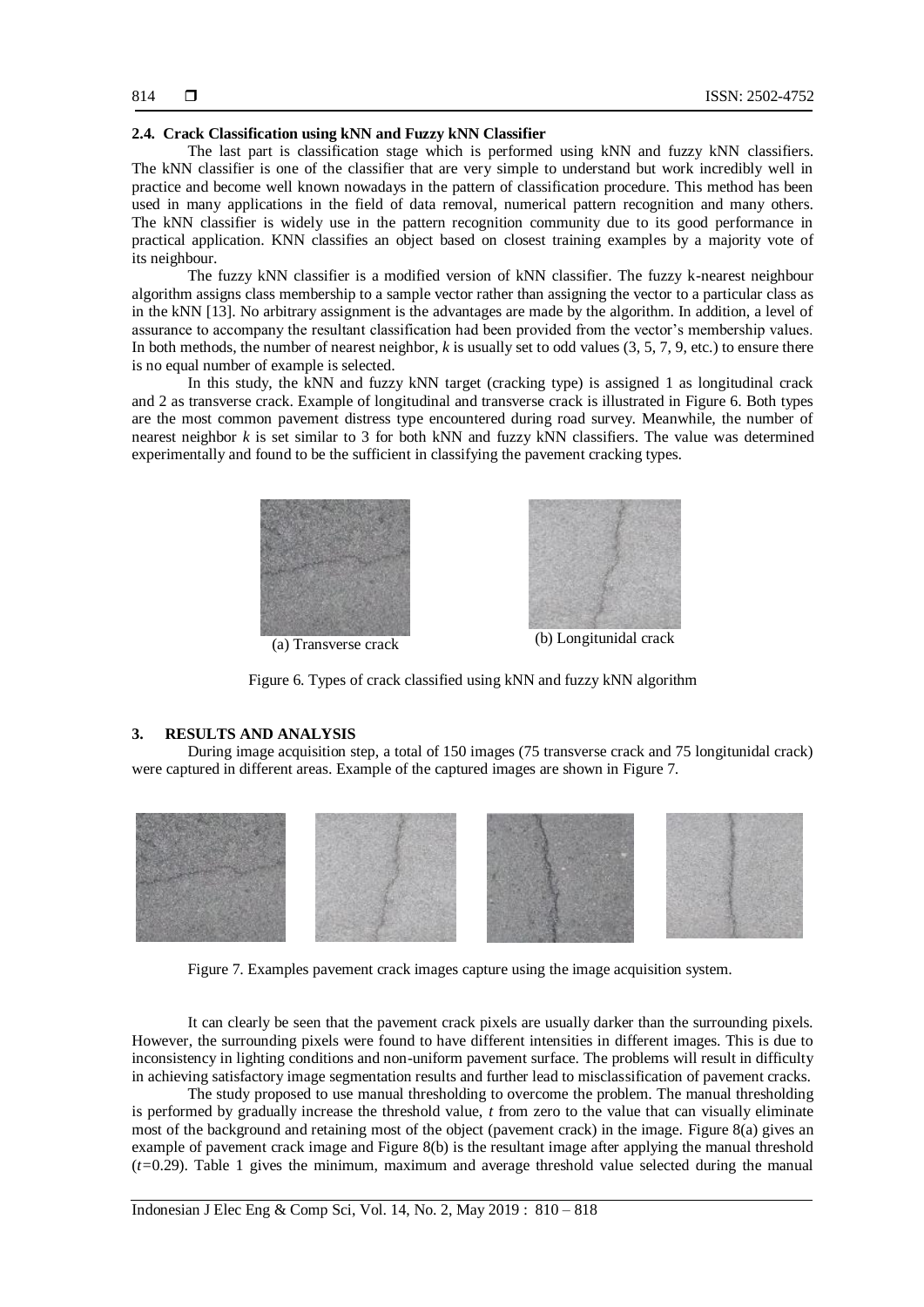### 2.4. Crack Classification using kNN and Fuzzy kNN Classifier

The last part is classification stage which is performed using kNN and fuzzy kNN classifiers. The kNN classifier is one of the classifier that are very simple to understand but work incredibly well in practice and become well known nowadays in the pattern of classification procedure. This method has been used in many applications in the field of data removal, numerical pattern recognition and many others. The kNN classifier is widely use in the pattern recognition community due to its good performance in practical application. KNN classifies an object based on closest training examples by a majority vote of its neighbour.

The fuzzy kNN classifier is a modified version of kNN classifier. The fuzzy k-nearest neighbour algorithm assigns class membership to a sample vector rather than assigning the vector to a particular class as in the kNN [13]. No arbitrary assignment is the advantages are made by the algorithm. In addition, a level of assurance to accompany the resultant classification had been provided from the vector's membership values. In both methods, the number of nearest neighbor, $k$ is usually set to odd values (3, 5, 7, 9, etc.) to ensure there is no equal number of example is selected.

In this study, the kNN and fuzzy kNN target (cracking type) is assigned 1 as longitudinal crack and 2 as transverse crack. Example of longitudinal and transverse crack is illustrated in Figure 6. Both types are the most common pavement distress type encountered during road survey. Meanwhile, the number of nearest neighbor $k$ is set similar to 3 for both kNN and fuzzy kNN classifiers. The value was determined experimentally and found to be the sufficient in classifying the pavement cracking types.

(a) Transverse crack

(b) Longitunidal crack

Figure 6. Types of crack classified using kNN and fuzzy kNN algorithm

## 3. RESULTS AND ANALYSIS

During image acquisition step, a total of 150 images (75 transverse crack and 75 longitunidal crack) were captured in different areas. Example of the captured images are shown in Figure 7.

Figure 7. Examples pavement crack images capture using the image acquisition system.

It can clearly be seen that the pavement crack pixels are usually darker than the surrounding pixels. However, the surrounding pixels were found to have different intensities in different images. This is due to inconsistency in lighting conditions and non-uniform pavement surface. The problems will result in difficulty in achieving satisfactory image segmentation results and further lead to misclassification of pavement cracks.

The study proposed to use manual thresholding to overcome the problem. The manual thresholding is performed by gradually increase the threshold value, $t$ from zero to the value that can visually eliminate most of the background and retaining most of the object (pavement crack) in the image. Figure 8(a) gives an example of pavement crack image and Figure 8(b) is the resultant image after applying the manual threshold ($t$=0.29). Table 1 gives the minimum, maximum and average threshold value selected during the manual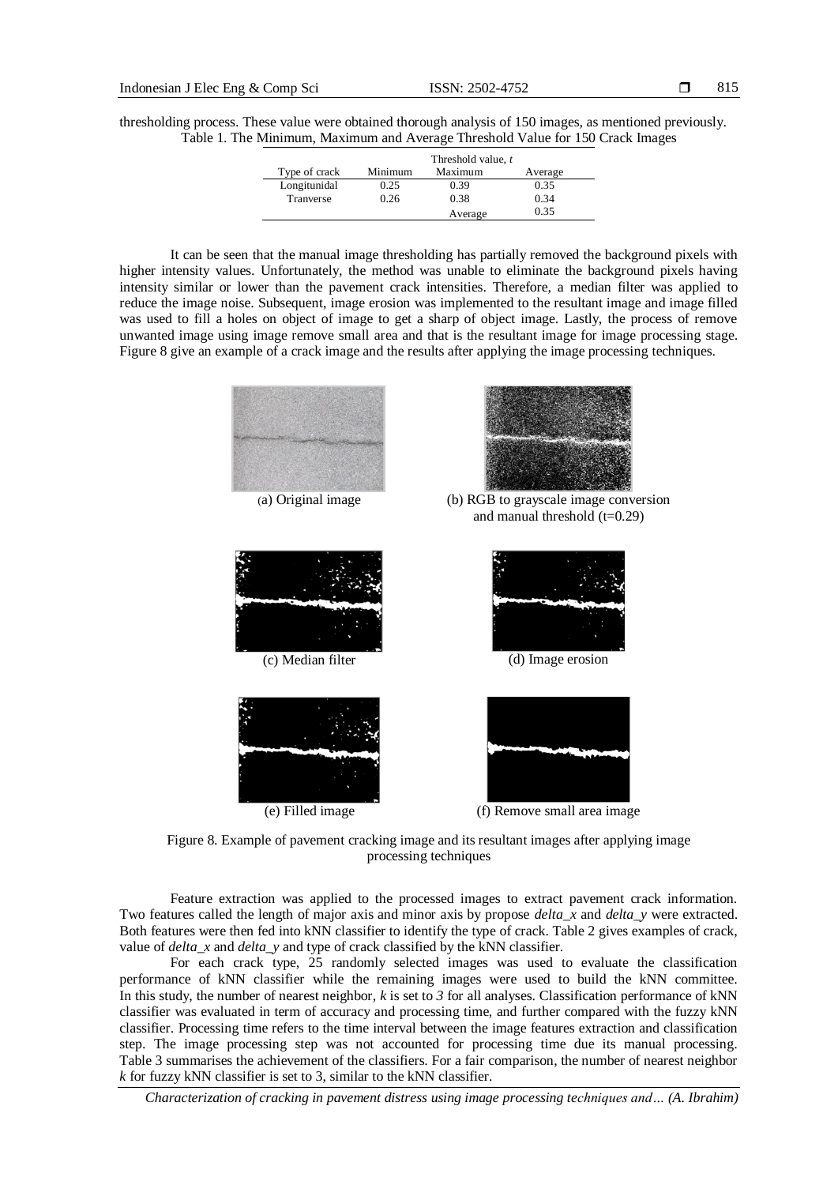thresholding process. These value were obtained thorough analysis of 150 images, as mentioned previously.

Table 1. The Minimum, Maximum and Average Threshold Value for 150 Crack Images

| Type of crack | Threshold value, *t* | | |
|---|---|---|---|
| | Minimum | Maximum | Average |
| Longitunidal | 0.25 | 0.39 | 0.35 |
| Tranverse | 0.26 | 0.38 | 0.34 |
| | | Average | 0.35 |

It can be seen that the manual image thresholding has partially removed the background pixels with higher intensity values. Unfortunately, the method was unable to eliminate the background pixels having intensity similar or lower than the pavement crack intensities. Therefore, a median filter was applied to reduce the image noise. Subsequent, image erosion was implemented to the resultant image and image filled was used to fill a holes on object of image to get a sharp of object image. Lastly, the process of remove unwanted image using image remove small area and that is the resultant image for image processing stage. Figure 8 give an example of a crack image and the results after applying the image processing techniques.

(a) Original image

(b) RGB to grayscale image conversion and manual threshold (t=0.29)

(c) Median filter

(d) Image erosion

(e) Filled image

(f) Remove small area image

Figure 8. Example of pavement cracking image and its resultant images after applying image processing techniques

Feature extraction was applied to the processed images to extract pavement crack information. Two features called the length of major axis and minor axis by propose *delta_x* and *delta_y* were extracted. Both features were then fed into kNN classifier to identify the type of crack. Table 2 gives examples of crack, value of *delta_x* and *delta_y* and type of crack classified by the kNN classifier.

For each crack type, 25 randomly selected images was used to evaluate the classification performance of kNN classifier while the remaining images were used to build the kNN committee. In this study, the number of nearest neighbor, *k* is set to *3* for all analyses. Classification performance of kNN classifier was evaluated in term of accuracy and processing time, and further compared with the fuzzy kNN classifier. Processing time refers to the time interval between the image features extraction and classification step. The image processing step was not accounted for processing time due its manual processing. Table 3 summarises the achievement of the classifiers. For a fair comparison, the number of nearest neighbor *k* for fuzzy kNN classifier is set to 3, similar to the kNN classifier.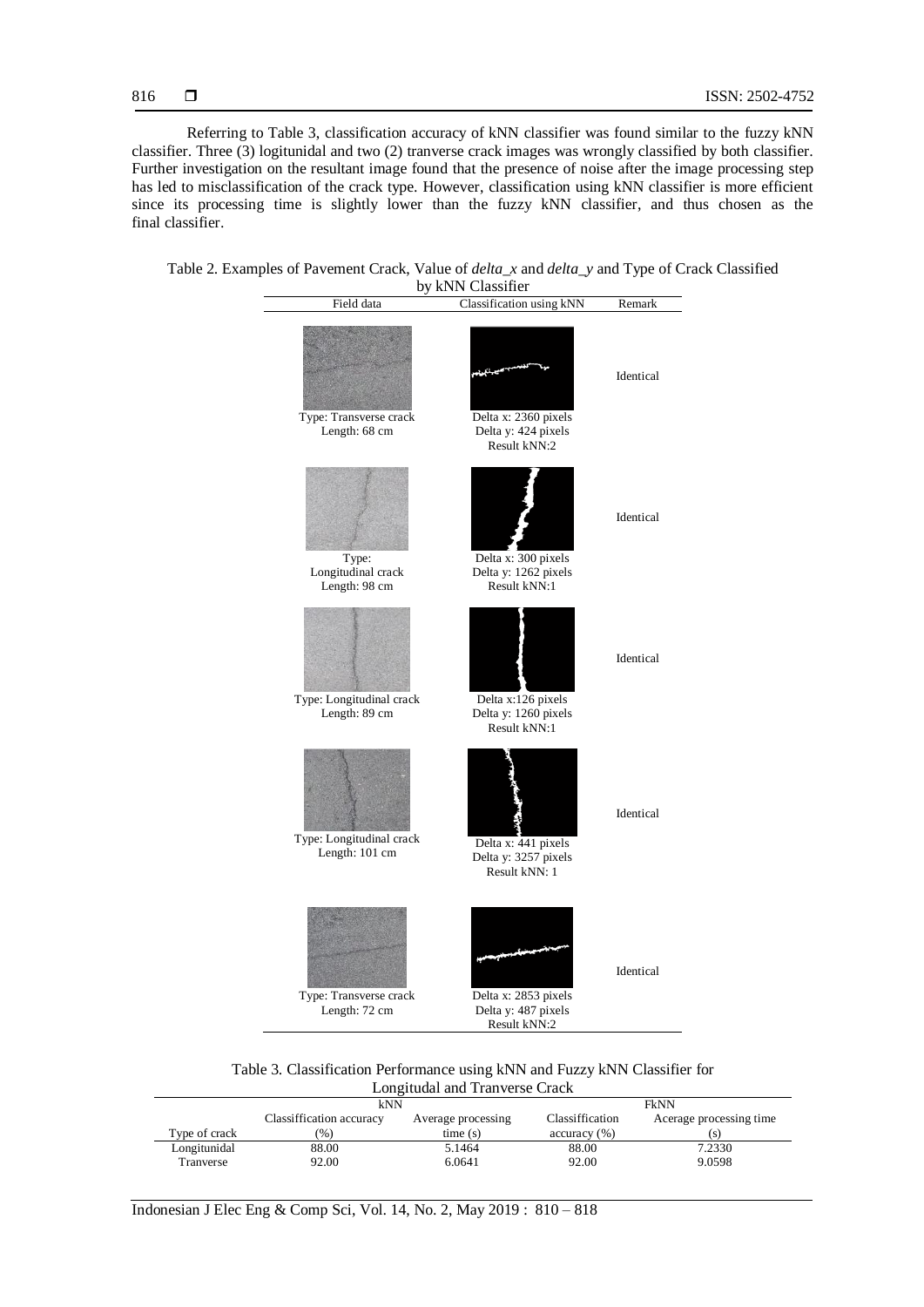Referring to Table 3, classification accuracy of kNN classifier was found similar to the fuzzy kNN classifier. Three (3) logitunidal and two (2) tranverse crack images was wrongly classified by both classifier. Further investigation on the resultant image found that the presence of noise after the image processing step has led to misclassification of the crack type. However, classification using kNN classifier is more efficient since its processing time is slightly lower than the fuzzy kNN classifier, and thus chosen as the final classifier.

Table 2. Examples of Pavement Crack, Value of *delta_x* and *delta_y* and Type of Crack Classified by kNN Classifier

| Field data | Classification using kNN | Remark |
|---|---|---|
| Type: Transverse crack<br>Length: 68 cm | Delta x: 2360 pixels<br>Delta y: 424 pixels<br>Result kNN:2 | Identical |
| Type: Longitudinal crack<br>Length: 98 cm | Delta x: 300 pixels<br>Delta y: 1262 pixels<br>Result kNN:1 | Identical |
| Type: Longitudinal crack<br>Length: 89 cm | Delta x:126 pixels<br>Delta y: 1260 pixels<br>Result kNN:1 | Identical |
| Type: Longitudinal crack<br>Length: 101 cm | Delta x: 441 pixels<br>Delta y: 3257 pixels<br>Result kNN: 1 | Identical |
| Type: Transverse crack<br>Length: 72 cm | Delta x: 2853 pixels<br>Delta y: 487 pixels<br>Result kNN:2 | Identical |

Table 3. Classification Performance using kNN and Fuzzy kNN Classifier for Longitudal and Tranverse Crack

| | kNN | | FkNN | |
|---|---|---|---|---|
| Type of crack | Classiffication accuracy (%) | Average processing time (s) | Classiffication accuracy (%) | Acerage processing time (s) |
| Longitunidal | 88.00 | 5.1464 | 88.00 | 7.2330 |
| Tranverse | 92.00 | 6.0641 | 92.00 | 9.0598 |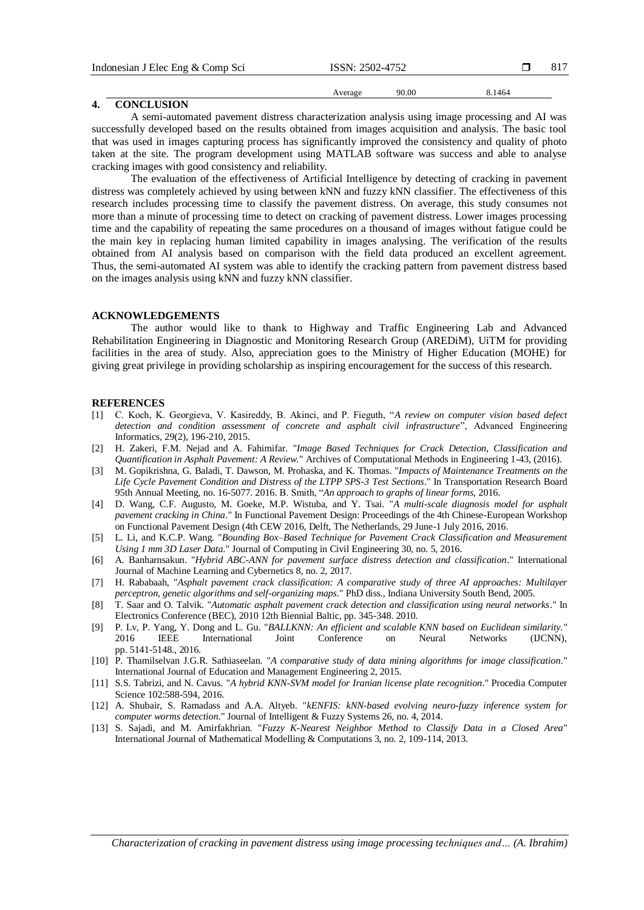| | Average | 90.00 | 8.1464 |
|---|---|---|---|

## 4. CONCLUSION

A semi-automated pavement distress characterization analysis using image processing and AI was successfully developed based on the results obtained from images acquisition and analysis. The basic tool that was used in images capturing process has significantly improved the consistency and quality of photo taken at the site. The program development using MATLAB software was success and able to analyse cracking images with good consistency and reliability.

The evaluation of the effectiveness of Artificial Intelligence by detecting of cracking in pavement distress was completely achieved by using between kNN and fuzzy kNN classifier. The effectiveness of this research includes processing time to classify the pavement distress. On average, this study consumes not more than a minute of processing time to detect on cracking of pavement distress. Lower images processing time and the capability of repeating the same procedures on a thousand of images without fatigue could be the main key in replacing human limited capability in images analysing. The verification of the results obtained from AI analysis based on comparison with the field data produced an excellent agreement. Thus, the semi-automated AI system was able to identify the cracking pattern from pavement distress based on the images analysis using kNN and fuzzy kNN classifier.

## ACKNOWLEDGEMENTS

The author would like to thank to Highway and Traffic Engineering Lab and Advanced Rehabilitation Engineering in Diagnostic and Monitoring Research Group (AREDiM), UiTM for providing facilities in the area of study. Also, appreciation goes to the Ministry of Higher Education (MOHE) for giving great privilege in providing scholarship as inspiring encouragement for the success of this research.

## REFERENCES

[1] C. Koch, K. Georgieva, V. Kasireddy, B. Akinci, and P. Fieguth, "*A review on computer vision based defect detection and condition assessment of concrete and asphalt civil infrastructure*", Advanced Engineering Informatics, 29(2), 196-210, 2015.

[2] H. Zakeri, F.M. Nejad and A. Fahimifar. "*Image Based Techniques for Crack Detection, Classification and Quantification in Asphalt Pavement: A Review.*" Archives of Computational Methods in Engineering 1-43, (2016).

[3] M. Gopikrishna, G. Baladi, T. Dawson, M. Prohaska, and K. Thomas. "*Impacts of Maintenance Treatments on the Life Cycle Pavement Condition and Distress of the LTPP SPS-3 Test Sections*." In Transportation Research Board 95th Annual Meeting, no. 16-5077. 2016. B. Smith, "*An approach to graphs of linear forms*, 2016.

[4] D. Wang, C.F. Augusto, M. Goeke, M.P. Wistuba, and Y. Tsai. "*A multi-scale diagnosis model for asphalt pavement cracking in China*." In Functional Pavement Design: Proceedings of the 4th Chinese-European Workshop on Functional Pavement Design (4th CEW 2016, Delft, The Netherlands, 29 June-1 July 2016, 2016.

[5] L. Li, and K.C.P. Wang. "*Bounding Box–Based Technique for Pavement Crack Classification and Measurement Using 1 mm 3D Laser Data.*" Journal of Computing in Civil Engineering 30, no. 5, 2016.

[6] A. Banharnsakun. "*Hybrid ABC-ANN for pavement surface distress detection and classification*." International Journal of Machine Learning and Cybernetics 8, no. 2, 2017.

[7] H. Rababaah, "*Asphalt pavement crack classification: A comparative study of three AI approaches: Multilayer perceptron, genetic algorithms and self-organizing maps*." PhD diss., Indiana University South Bend, 2005.

[8] T. Saar and O. Talvik. "*Automatic asphalt pavement crack detection and classification using neural networks*." In Electronics Conference (BEC), 2010 12th Biennial Baltic, pp. 345-348. 2010.

[9] P. Lv, P. Yang, Y. Dong and L. Gu. "*BALLKNN: An efficient and scalable KNN based on Euclidean similarity.*" 2016 IEEE International Joint Conference on Neural Networks (IJCNN), pp. 5141-5148., 2016.

[10] P. Thamilselvan J.G.R. Sathiaseelan. "*A comparative study of data mining algorithms for image classification*." International Journal of Education and Management Engineering 2, 2015.

[11] S.S. Tabrizi, and N. Cavus. "*A hybrid KNN-SVM model for Iranian license plate recognition*." Procedia Computer Science 102:588-594, 2016.

[12] A. Shubair, S. Ramadass and A.A. Altyeb. "*kENFIS: kNN-based evolving neuro-fuzzy inference system for computer worms detection*." Journal of Intelligent & Fuzzy Systems 26, no. 4, 2014.

[13] S. Sajadi, and M. Amirfakhrian. "*Fuzzy K-Nearest Neighbor Method to Classify Data in a Closed Area*" International Journal of Mathematical Modelling & Computations 3, no. 2, 109-114, 2013.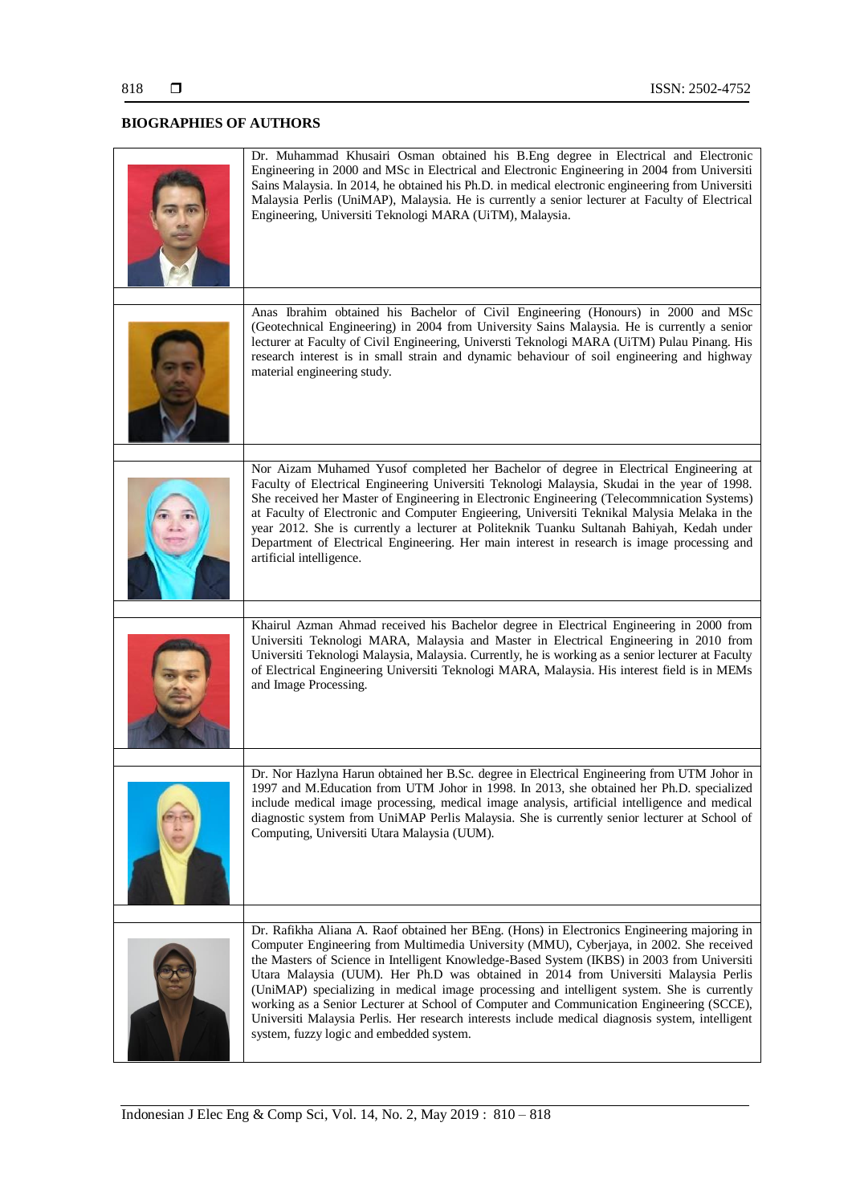## BIOGRAPHIES OF AUTHORS

Dr. Muhammad Khusairi Osman obtained his B.Eng degree in Electrical and Electronic Engineering in 2000 and MSc in Electrical and Electronic Engineering in 2004 from Universiti Sains Malaysia. In 2014, he obtained his Ph.D. in medical electronic engineering from Universiti Malaysia Perlis (UniMAP), Malaysia. He is currently a senior lecturer at Faculty of Electrical Engineering, Universiti Teknologi MARA (UiTM), Malaysia.

Anas Ibrahim obtained his Bachelor of Civil Engineering (Honours) in 2000 and MSc (Geotechnical Engineering) in 2004 from University Sains Malaysia. He is currently a senior lecturer at Faculty of Civil Engineering, Universti Teknologi MARA (UiTM) Pulau Pinang. His research interest is in small strain and dynamic behaviour of soil engineering and highway material engineering study.

Nor Aizam Muhamed Yusof completed her Bachelor of degree in Electrical Engineering at Faculty of Electrical Engineering Universiti Teknologi Malaysia, Skudai in the year of 1998. She received her Master of Engineering in Electronic Engineering (Telecommnication Systems) at Faculty of Electronic and Computer Engieering, Universiti Teknikal Malysia Melaka in the year 2012. She is currently a lecturer at Politeknik Tuanku Sultanah Bahiyah, Kedah under Department of Electrical Engineering. Her main interest in research is image processing and artificial intelligence.

Khairul Azman Ahmad received his Bachelor degree in Electrical Engineering in 2000 from Universiti Teknologi MARA, Malaysia and Master in Electrical Engineering in 2010 from Universiti Teknologi Malaysia, Malaysia. Currently, he is working as a senior lecturer at Faculty of Electrical Engineering Universiti Teknologi MARA, Malaysia. His interest field is in MEMs and Image Processing.

Dr. Nor Hazlyna Harun obtained her B.Sc. degree in Electrical Engineering from UTM Johor in 1997 and M.Education from UTM Johor in 1998. In 2013, she obtained her Ph.D. specialized include medical image processing, medical image analysis, artificial intelligence and medical diagnostic system from UniMAP Perlis Malaysia. She is currently senior lecturer at School of Computing, Universiti Utara Malaysia (UUM).

Dr. Rafikha Aliana A. Raof obtained her BEng. (Hons) in Electronics Engineering majoring in Computer Engineering from Multimedia University (MMU), Cyberjaya, in 2002. She received the Masters of Science in Intelligent Knowledge-Based System (IKBS) in 2003 from Universiti Utara Malaysia (UUM). Her Ph.D was obtained in 2014 from Universiti Malaysia Perlis (UniMAP) specializing in medical image processing and intelligent system. She is currently working as a Senior Lecturer at School of Computer and Communication Engineering (SCCE), Universiti Malaysia Perlis. Her research interests include medical diagnosis system, intelligent system, fuzzy logic and embedded system.